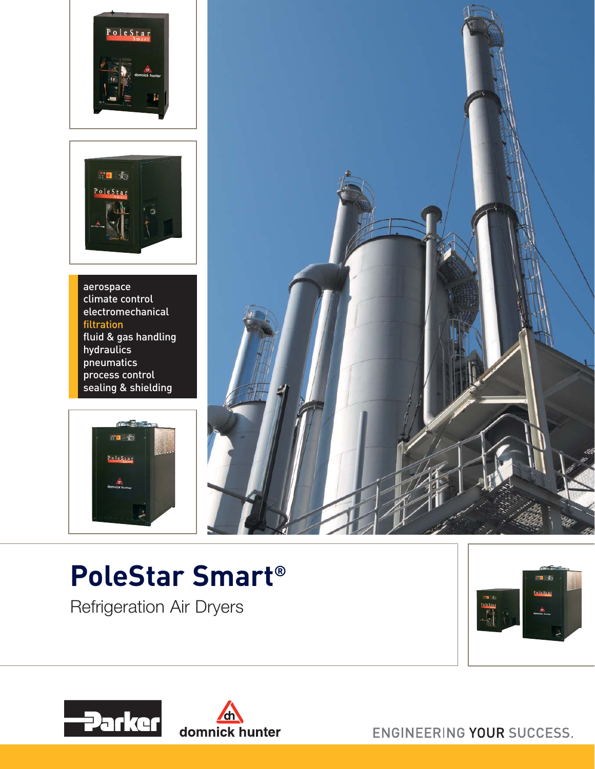aerospace
climate control
electromechanical
filtration
fluid & gas handling
hydraulics
pneumatics
process control
sealing & shielding

# PoleStar Smart®

Refrigeration Air Dryers

Parker

domnick hunter

ENGINEERING YOUR SUCCESS.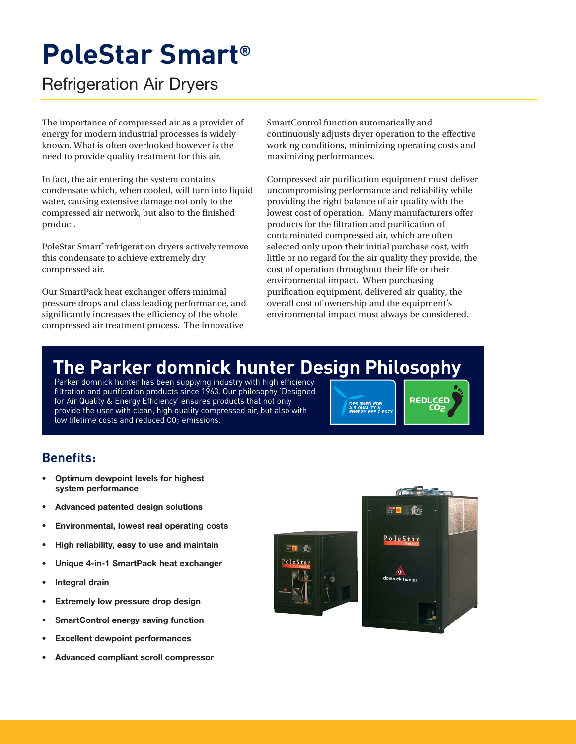# PoleStar Smart®

## Refrigeration Air Dryers

The importance of compressed air as a provider of energy for modern industrial processes is widely known. What is often overlooked however is the need to provide quality treatment for this air.

In fact, the air entering the system contains condensate which, when cooled, will turn into liquid water, causing extensive damage not only to the compressed air network, but also to the finished product.

PoleStar Smart® refrigeration dryers actively remove this condensate to achieve extremely dry compressed air.

Our SmartPack heat exchanger offers minimal pressure drops and class leading performance, and significantly increases the efficiency of the whole compressed air treatment process. The innovative SmartControl function automatically and continuously adjusts dryer operation to the effective working conditions, minimizing operating costs and maximizing performances.

Compressed air purification equipment must deliver uncompromising performance and reliability while providing the right balance of air quality with the lowest cost of operation. Many manufacturers offer products for the filtration and purification of contaminated compressed air, which are often selected only upon their initial purchase cost, with little or no regard for the air quality they provide, the cost of operation throughout their life or their environmental impact. When purchasing purification equipment, delivered air quality, the overall cost of ownership and the equipment's environmental impact must always be considered.

## The Parker domnick hunter Design Philosophy

Parker domnick hunter has been supplying industry with high efficiency filtration and purification products since 1963. Our philosophy 'Designed for Air Quality & Energy Efficiency' ensures products that not only provide the user with clean, high quality compressed air, but also with low lifetime costs and reduced $CO_2$ emissions.

DESIGNED FOR AIR QUALITY & ENERGY EFFICIENCY

REDUCED $CO_2$

## Benefits:

- **Optimum dewpoint levels for highest system performance**
- **Advanced patented design solutions**
- **Environmental, lowest real operating costs**
- **High reliability, easy to use and maintain**
- **Unique 4-in-1 SmartPack heat exchanger**
- **Integral drain**
- **Extremely low pressure drop design**
- **SmartControl energy saving function**
- **Excellent dewpoint performances**
- **Advanced compliant scroll compressor**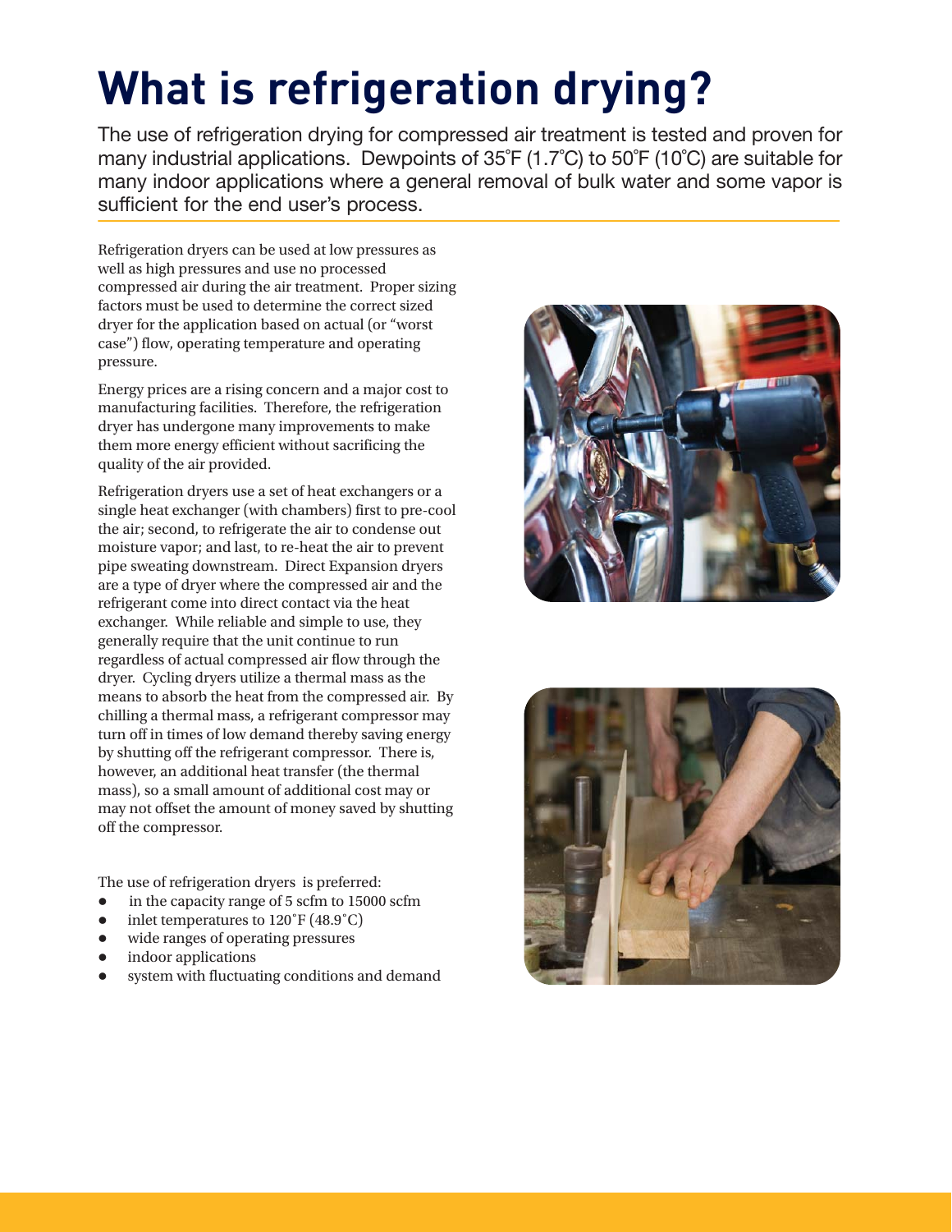# What is refrigeration drying?

The use of refrigeration drying for compressed air treatment is tested and proven for many industrial applications. Dewpoints of 35˚F (1.7˚C) to 50˚F (10˚C) are suitable for many indoor applications where a general removal of bulk water and some vapor is sufficient for the end user's process.

Refrigeration dryers can be used at low pressures as well as high pressures and use no processed compressed air during the air treatment. Proper sizing factors must be used to determine the correct sized dryer for the application based on actual (or "worst case") flow, operating temperature and operating pressure.

Energy prices are a rising concern and a major cost to manufacturing facilities. Therefore, the refrigeration dryer has undergone many improvements to make them more energy efficient without sacrificing the quality of the air provided.

Refrigeration dryers use a set of heat exchangers or a single heat exchanger (with chambers) first to pre-cool the air; second, to refrigerate the air to condense out moisture vapor; and last, to re-heat the air to prevent pipe sweating downstream. Direct Expansion dryers are a type of dryer where the compressed air and the refrigerant come into direct contact via the heat exchanger. While reliable and simple to use, they generally require that the unit continue to run regardless of actual compressed air flow through the dryer. Cycling dryers utilize a thermal mass as the means to absorb the heat from the compressed air. By chilling a thermal mass, a refrigerant compressor may turn off in times of low demand thereby saving energy by shutting off the refrigerant compressor. There is, however, an additional heat transfer (the thermal mass), so a small amount of additional cost may or may not offset the amount of money saved by shutting off the compressor.

The use of refrigeration dryers is preferred:

- in the capacity range of 5 scfm to 15000 scfm
- inlet temperatures to 120˚F (48.9˚C)
- wide ranges of operating pressures
- indoor applications
- system with fluctuating conditions and demand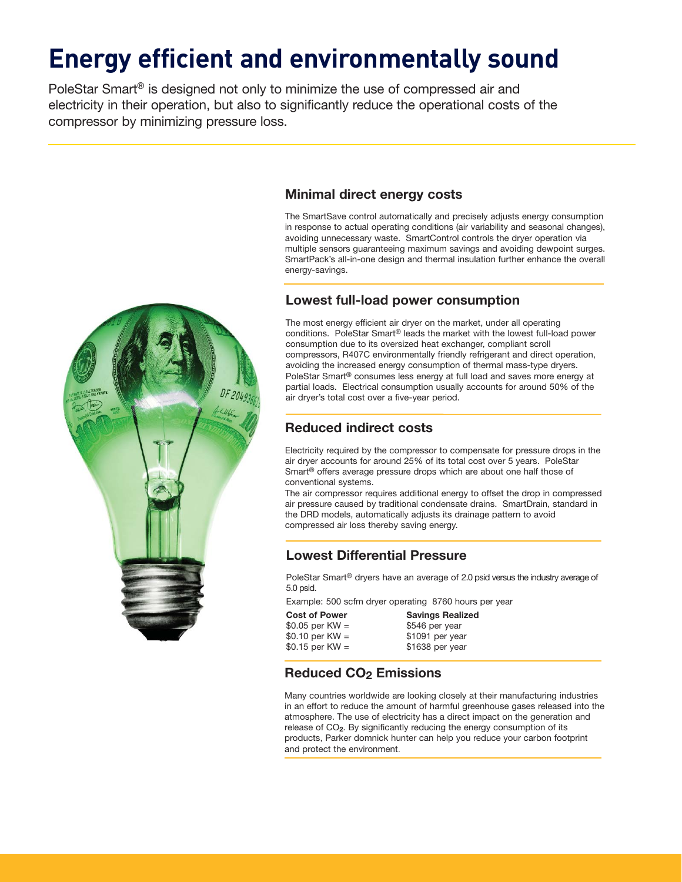# Energy efficient and environmentally sound

PoleStar Smart® is designed not only to minimize the use of compressed air and electricity in their operation, but also to significantly reduce the operational costs of the compressor by minimizing pressure loss.

## Minimal direct energy costs

The SmartSave control automatically and precisely adjusts energy consumption in response to actual operating conditions (air variability and seasonal changes), avoiding unnecessary waste. SmartControl controls the dryer operation via multiple sensors guaranteeing maximum savings and avoiding dewpoint surges. SmartPack's all-in-one design and thermal insulation further enhance the overall energy-savings.

## Lowest full-load power consumption

The most energy efficient air dryer on the market, under all operating conditions. PoleStar Smart® leads the market with the lowest full-load power consumption due to its oversized heat exchanger, compliant scroll compressors, R407C environmentally friendly refrigerant and direct operation, avoiding the increased energy consumption of thermal mass-type dryers. PoleStar Smart® consumes less energy at full load and saves more energy at partial loads. Electrical consumption usually accounts for around 50% of the air dryer's total cost over a five-year period.

## Reduced indirect costs

Electricity required by the compressor to compensate for pressure drops in the air dryer accounts for around 25% of its total cost over 5 years. PoleStar Smart® offers average pressure drops which are about one half those of conventional systems.

The air compressor requires additional energy to offset the drop in compressed air pressure caused by traditional condensate drains. SmartDrain, standard in the DRD models, automatically adjusts its drainage pattern to avoid compressed air loss thereby saving energy.

## Lowest Differential Pressure

PoleStar Smart® dryers have an average of 2.0 psid versus the industry average of 5.0 psid.

Example: 500 scfm dryer operating 8760 hours per year

| Cost of Power | Savings Realized |
|---|---|
| $0.05 per KW = | $546 per year |
| $0.10 per KW = | $1091 per year |
| $0.15 per KW = | $1638 per year |

## Reduced $CO_2$ Emissions

Many countries worldwide are looking closely at their manufacturing industries in an effort to reduce the amount of harmful greenhouse gases released into the atmosphere. The use of electricity has a direct impact on the generation and release of $CO_2$. By significantly reducing the energy consumption of its products, Parker domnick hunter can help you reduce your carbon footprint and protect the environment.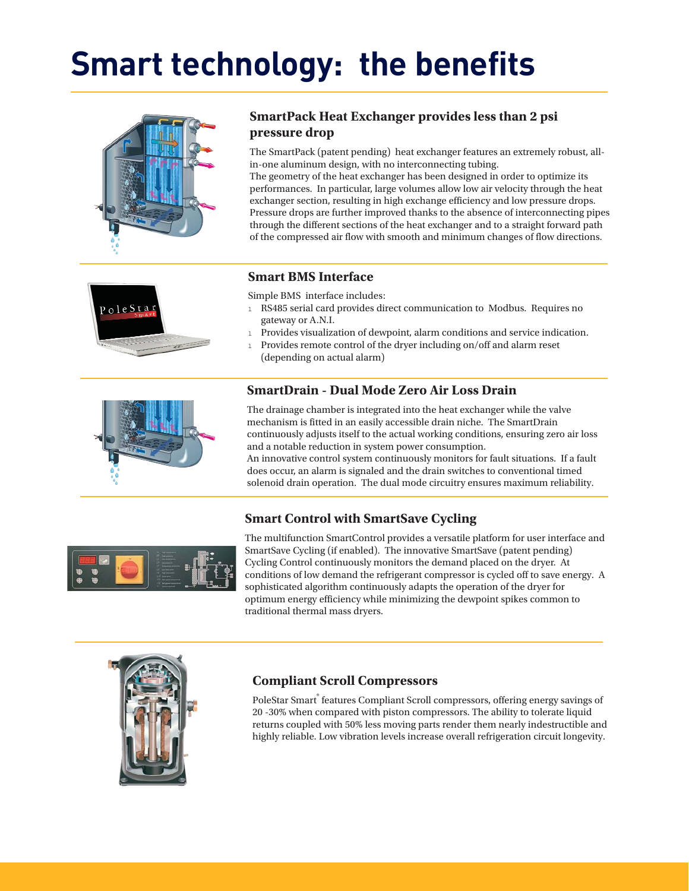# Smart technology: the benefits

## SmartPack Heat Exchanger provides less than 2 psi pressure drop

The SmartPack (patent pending) heat exchanger features an extremely robust, all-in-one aluminum design, with no interconnecting tubing.
The geometry of the heat exchanger has been designed in order to optimize its performances. In particular, large volumes allow low air velocity through the heat exchanger section, resulting in high exchange efficiency and low pressure drops. Pressure drops are further improved thanks to the absence of interconnecting pipes through the different sections of the heat exchanger and to a straight forward path of the compressed air flow with smooth and minimum changes of flow directions.

## Smart BMS Interface

Simple BMS interface includes:

- RS485 serial card provides direct communication to Modbus. Requires no gateway or A.N.I.
- Provides visualization of dewpoint, alarm conditions and service indication.
- Provides remote control of the dryer including on/off and alarm reset (depending on actual alarm)

## SmartDrain - Dual Mode Zero Air Loss Drain

The drainage chamber is integrated into the heat exchanger while the valve mechanism is fitted in an easily accessible drain niche. The SmartDrain continuously adjusts itself to the actual working conditions, ensuring zero air loss and a notable reduction in system power consumption.
An innovative control system continuously monitors for fault situations. If a fault does occur, an alarm is signaled and the drain switches to conventional timed solenoid drain operation. The dual mode circuitry ensures maximum reliability.

## Smart Control with SmartSave Cycling

The multifunction SmartControl provides a versatile platform for user interface and SmartSave Cycling (if enabled). The innovative SmartSave (patent pending) Cycling Control continuously monitors the demand placed on the dryer. At conditions of low demand the refrigerant compressor is cycled off to save energy. A sophisticated algorithm continuously adapts the operation of the dryer for optimum energy efficiency while minimizing the dewpoint spikes common to traditional thermal mass dryers.

## Compliant Scroll Compressors

PoleStar Smart® features Compliant Scroll compressors, offering energy savings of 20 -30% when compared with piston compressors. The ability to tolerate liquid returns coupled with 50% less moving parts render them nearly indestructible and highly reliable. Low vibration levels increase overall refrigeration circuit longevity.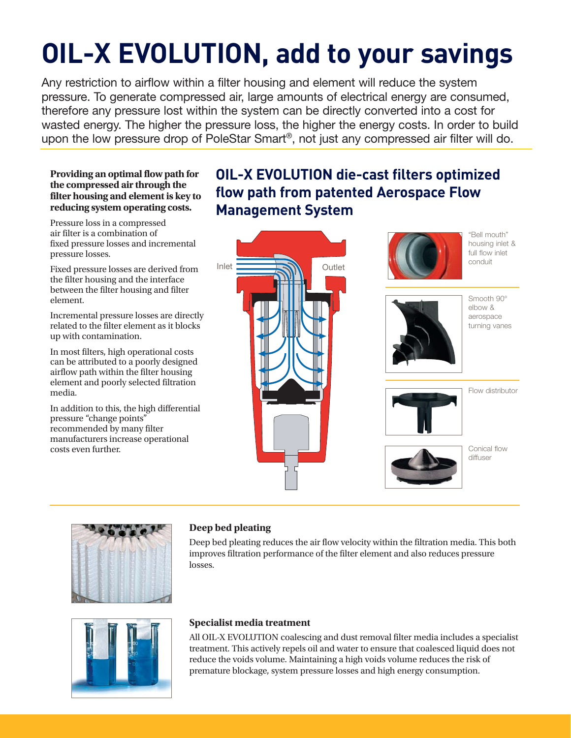# OIL-X EVOLUTION, add to your savings

Any restriction to airflow within a filter housing and element will reduce the system pressure. To generate compressed air, large amounts of electrical energy are consumed, therefore any pressure lost within the system can be directly converted into a cost for wasted energy. The higher the pressure loss, the higher the energy costs. In order to build upon the low pressure drop of PoleStar Smart®, not just any compressed air filter will do.

**Providing an optimal flow path for the compressed air through the filter housing and element is key to reducing system operating costs.**

Pressure loss in a compressed air filter is a combination of fixed pressure losses and incremental pressure losses.

Fixed pressure losses are derived from the filter housing and the interface between the filter housing and filter element.

Incremental pressure losses are directly related to the filter element as it blocks up with contamination.

In most filters, high operational costs can be attributed to a poorly designed airflow path within the filter housing element and poorly selected filtration media.

In addition to this, the high differential pressure "change points" recommended by many filter manufacturers increase operational costs even further.

## OIL-X EVOLUTION die-cast filters optimized flow path from patented Aerospace Flow Management System

Inlet

Outlet

"Bell mouth" housing inlet & full flow inlet conduit

Smooth 90° elbow & aerospace turning vanes

Flow distributor

Conical flow diffuser

### Deep bed pleating

Deep bed pleating reduces the air flow velocity within the filtration media. This both improves filtration performance of the filter element and also reduces pressure losses.

### Specialist media treatment

All OIL-X EVOLUTION coalescing and dust removal filter media includes a specialist treatment. This actively repels oil and water to ensure that coalesced liquid does not reduce the voids volume. Maintaining a high voids volume reduces the risk of premature blockage, system pressure losses and high energy consumption.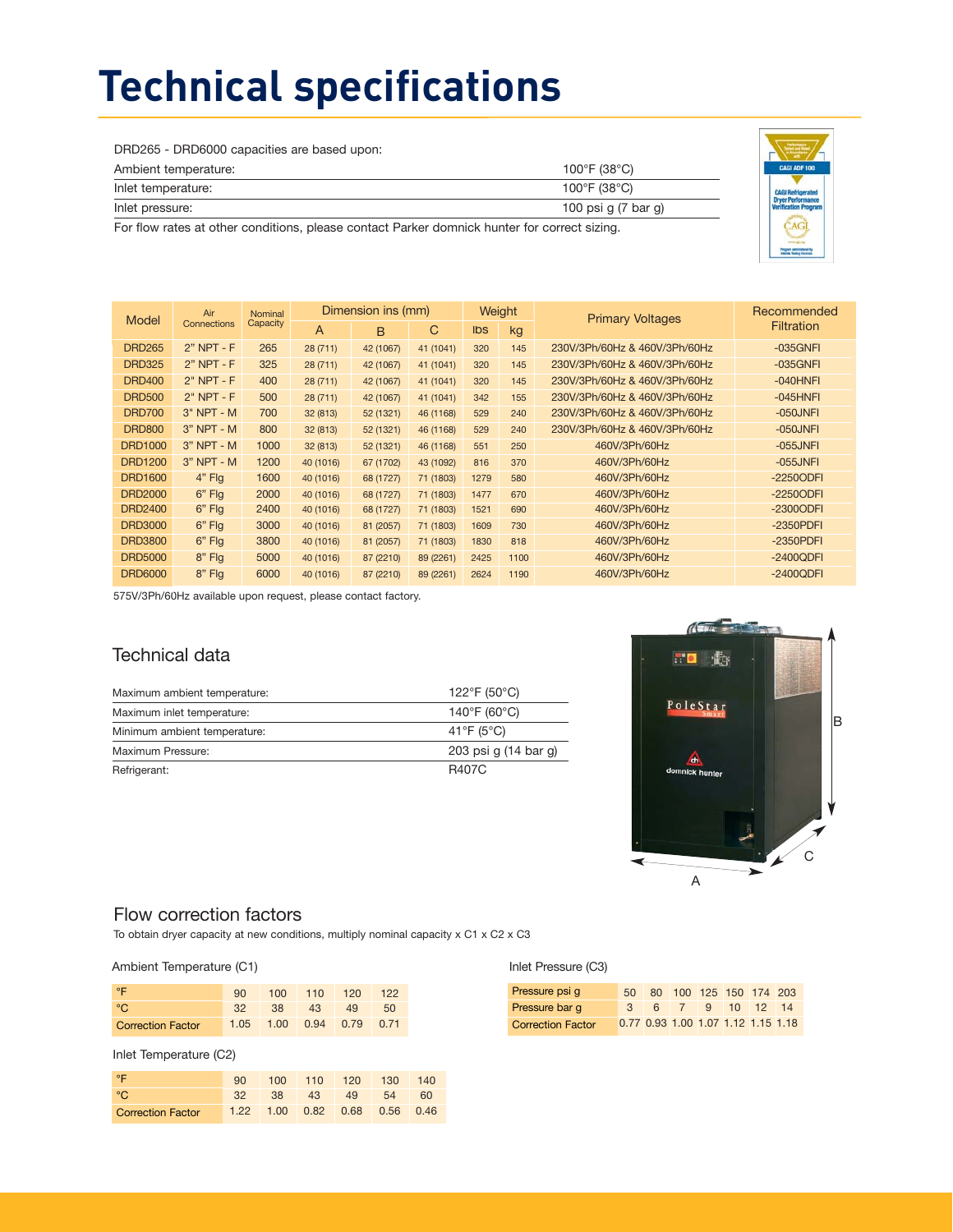# Technical specifications

DRD265 - DRD6000 capacities are based upon:

| | |
|---|---|
| Ambient temperature: | 100°F (38°C) |
| Inlet temperature: | 100°F (38°C) |
| Inlet pressure: | 100 psi g (7 bar g) |

For flow rates at other conditions, please contact Parker domnick hunter for correct sizing.

| Model | Air Connections | Nominal Capacity | Dimension ins (mm) | | | Weight | | Primary Voltages | Recommended Filtration |
|---|---|---|---|---|---|---|---|---|---|
| | | | A | B | C | lbs | kg | | |
| DRD265 | 2" NPT - F | 265 | 28 (711) | 42 (1067) | 41 (1041) | 320 | 145 | 230V/3Ph/60Hz & 460V/3Ph/60Hz | -035GNFI |
| DRD325 | 2" NPT - F | 325 | 28 (711) | 42 (1067) | 41 (1041) | 320 | 145 | 230V/3Ph/60Hz & 460V/3Ph/60Hz | -035GNFI |
| DRD400 | 2" NPT - F | 400 | 28 (711) | 42 (1067) | 41 (1041) | 320 | 145 | 230V/3Ph/60Hz & 460V/3Ph/60Hz | -040HNFI |
| DRD500 | 2" NPT - F | 500 | 28 (711) | 42 (1067) | 41 (1041) | 342 | 155 | 230V/3Ph/60Hz & 460V/3Ph/60Hz | -045HNFI |
| DRD700 | 3" NPT - M | 700 | 32 (813) | 52 (1321) | 46 (1168) | 529 | 240 | 230V/3Ph/60Hz & 460V/3Ph/60Hz | -050JNFI |
| DRD800 | 3" NPT - M | 800 | 32 (813) | 52 (1321) | 46 (1168) | 529 | 240 | 230V/3Ph/60Hz & 460V/3Ph/60Hz | -050JNFI |
| DRD1000 | 3" NPT - M | 1000 | 32 (813) | 52 (1321) | 46 (1168) | 551 | 250 | 460V/3Ph/60Hz | -055JNFI |
| DRD1200 | 3" NPT - M | 1200 | 40 (1016) | 67 (1702) | 43 (1092) | 816 | 370 | 460V/3Ph/60Hz | -055JNFI |
| DRD1600 | 4" Flg | 1600 | 40 (1016) | 68 (1727) | 71 (1803) | 1279 | 580 | 460V/3Ph/60Hz | -2250ODFI |
| DRD2000 | 6" Flg | 2000 | 40 (1016) | 68 (1727) | 71 (1803) | 1477 | 670 | 460V/3Ph/60Hz | -2250ODFI |
| DRD2400 | 6" Flg | 2400 | 40 (1016) | 68 (1727) | 71 (1803) | 1521 | 690 | 460V/3Ph/60Hz | -2300ODFI |
| DRD3000 | 6" Flg | 3000 | 40 (1016) | 81 (2057) | 71 (1803) | 1609 | 730 | 460V/3Ph/60Hz | -2350PDFI |
| DRD3800 | 6" Flg | 3800 | 40 (1016) | 81 (2057) | 71 (1803) | 1830 | 818 | 460V/3Ph/60Hz | -2350PDFI |
| DRD5000 | 8" Flg | 5000 | 40 (1016) | 87 (2210) | 89 (2261) | 2425 | 1100 | 460V/3Ph/60Hz | -2400QDFI |
| DRD6000 | 8" Flg | 6000 | 40 (1016) | 87 (2210) | 89 (2261) | 2624 | 1190 | 460V/3Ph/60Hz | -2400QDFI |

575V/3Ph/60Hz available upon request, please contact factory.

## Technical data

| | |
|---|---|
| Maximum ambient temperature: | 122°F (50°C) |
| Maximum inlet temperature: | 140°F (60°C) |
| Minimum ambient temperature: | 41°F (5°C) |
| Maximum Pressure: | 203 psi g (14 bar g) |
| Refrigerant: | R407C |

## Flow correction factors

To obtain dryer capacity at new conditions, multiply nominal capacity x C1 x C2 x C3

### Ambient Temperature (C1)

| °F | 90 | 100 | 110 | 120 | 122 |
|---|---|---|---|---|---|
| °C | 32 | 38 | 43 | 49 | 50 |
| Correction Factor | 1.05 | 1.00 | 0.94 | 0.79 | 0.71 |

### Inlet Temperature (C2)

| °F | 90 | 100 | 110 | 120 | 130 | 140 |
|---|---|---|---|---|---|---|
| °C | 32 | 38 | 43 | 49 | 54 | 60 |
| Correction Factor | 1.22 | 1.00 | 0.82 | 0.68 | 0.56 | 0.46 |

### Inlet Pressure (C3)

| Pressure psi g | 50 | 80 | 100 | 125 | 150 | 174 | 203 |
|---|---|---|---|---|---|---|---|
| Pressure bar g | 3 | 6 | 7 | 9 | 10 | 12 | 14 |
| Correction Factor | 0.77 | 0.93 | 1.00 | 1.07 | 1.12 | 1.15 | 1.18 |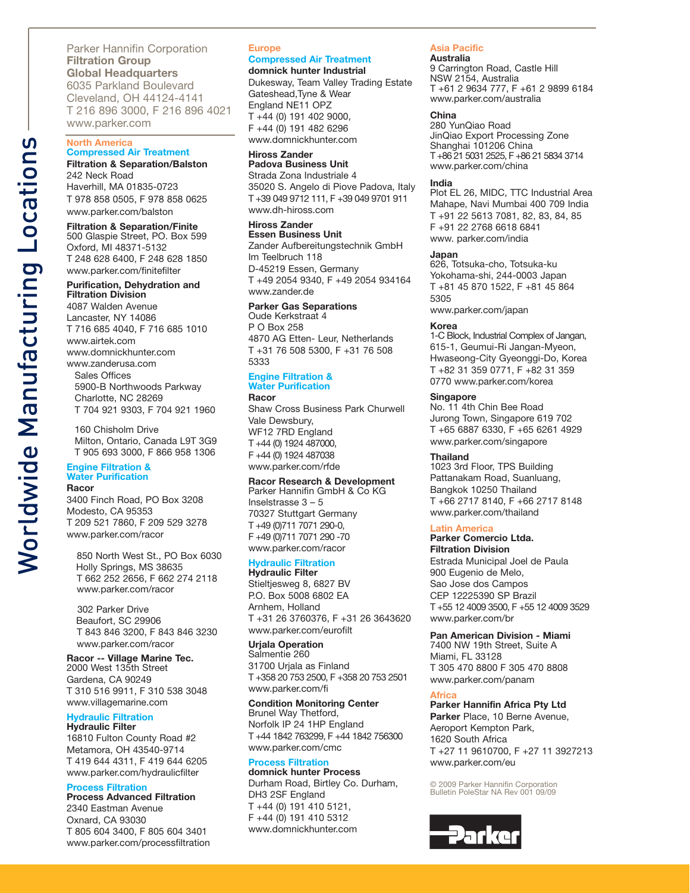# Worldwide Manufacturing Locations

Parker Hannifin Corporation
**Filtration Group**
**Global Headquarters**
6035 Parkland Boulevard
Cleveland, OH 44124-4141
T 216 896 3000, F 216 896 4021
www.parker.com

## North America

### Compressed Air Treatment

**Filtration & Separation/Balston**
242 Neck Road
Haverhill, MA 01835-0723
T 978 858 0505, F 978 858 0625
www.parker.com/balston

**Filtration & Separation/Finite**
500 Glaspie Street, PO. Box 599
Oxford, MI 48371-5132
T 248 628 6400, F 248 628 1850
www.parker.com/finitefilter

**Purification, Dehydration and Filtration Division**
4087 Walden Avenue
Lancaster, NY 14086
T 716 685 4040, F 716 685 1010
www.airtek.com
www.domnickhunter.com
www.zanderusa.com
Sales Offices
5900-B Northwoods Parkway
Charlotte, NC 28269
T 704 921 9303, F 704 921 1960

160 Chisholm Drive
Milton, Ontario, Canada L9T 3G9
T 905 693 3000, F 866 958 1306

### Engine Filtration & Water Purification

**Racor**
3400 Finch Road, PO Box 3208
Modesto, CA 95353
T 209 521 7860, F 209 529 3278
www.parker.com/racor

850 North West St., PO Box 6030
Holly Springs, MS 38635
T 662 252 2656, F 662 274 2118
www.parker.com/racor

302 Parker Drive
Beaufort, SC 29906
T 843 846 3200, F 843 846 3230
www.parker.com/racor

**Racor -- Village Marine Tec.**
2000 West 135th Street
Gardena, CA 90249
T 310 516 9911, F 310 538 3048
www.villagemarine.com

### Hydraulic Filtration

**Hydraulic Filter**
16810 Fulton County Road #2
Metamora, OH 43540-9714
T 419 644 4311, F 419 644 6205
www.parker.com/hydraulicfilter

### Process Filtration

**Process Advanced Filtration**
2340 Eastman Avenue
Oxnard, CA 93030
T 805 604 3400, F 805 604 3401
www.parker.com/processfiltration

## Europe

### Compressed Air Treatment

**domnick hunter Industrial**
Dukesway, Team Valley Trading Estate
Gateshead,Tyne & Wear
England NE11 OPZ
T +44 (0) 191 402 9000,
F +44 (0) 191 482 6296
www.domnickhunter.com

**Hiross Zander**
**Padova Business Unit**
Strada Zona Industriale 4
35020 S. Angelo di Piove Padova, Italy
T +39 049 9712 111, F +39 049 9701 911
www.dh-hiross.com

**Hiross Zander**
**Essen Business Unit**
Zander Aufbereitungstechnik GmbH
Im Teelbruch 118
D-45219 Essen, Germany
T +49 2054 9340, F +49 2054 934164
www.zander.de

**Parker Gas Separations**
Oude Kerkstraat 4
P O Box 258
4870 AG Etten- Leur, Netherlands
T +31 76 508 5300, F +31 76 508 5333

### Engine Filtration & Water Purification

**Racor**
Shaw Cross Business Park Churwell
Vale Dewsbury,
WF12 7RD England
T +44 (0) 1924 487000,
F +44 (0) 1924 487038
www.parker.com/rfde

**Racor Research & Development**
Parker Hannifin GmbH & Co KG
Inselstrasse 3 – 5
70327 Stuttgart Germany
T +49 (0)711 7071 290-0,
F +49 (0)711 7071 290 -70
www.parker.com/racor

### Hydraulic Filtration

**Hydraulic Filter**
Stieltjesweg 8, 6827 BV
P.O. Box 5008 6802 EA
Arnhem, Holland
T +31 26 3760376, F +31 26 3643620
www.parker.com/eurofilt

**Urjala Operation**
Salmentie 260
31700 Urjala as Finland
T +358 20 753 2500, F +358 20 753 2501
www.parker.com/fi

**Condition Monitoring Center**
Brunel Way Thetford,
Norfolk IP 24 1HP England
T +44 1842 763299, F +44 1842 756300
www.parker.com/cmc

### Process Filtration

**domnick hunter Process**
Durham Road, Birtley Co. Durham,
DH3 2SF England
T +44 (0) 191 410 5121,
F +44 (0) 191 410 5312
www.domnickhunter.com

## Asia Pacific

**Australia**
9 Carrington Road, Castle Hill
NSW 2154, Australia
T +61 2 9634 777, F +61 2 9899 6184
www.parker.com/australia

**China**
280 YunQiao Road
JinQiao Export Processing Zone
Shanghai 101206 China
T +86 21 5031 2525, F +86 21 5834 3714
www.parker.com/china

**India**
Plot EL 26, MIDC, TTC Industrial Area
Mahape, Navi Mumbai 400 709 India
T +91 22 5613 7081, 82, 83, 84, 85
F +91 22 2768 6618 6841
www. parker.com/india

**Japan**
626, Totsuka-cho, Totsuka-ku
Yokohama-shi, 244-0003 Japan
T +81 45 870 1522, F +81 45 864 5305
www.parker.com/japan

**Korea**
1-C Block, Industrial Complex of Jangan,
615-1, Geumui-Ri Jangan-Myeon,
Hwaseong-City Gyeonggi-Do, Korea
T +82 31 359 0771, F +82 31 359 0770 www.parker.com/korea

**Singapore**
No. 11 4th Chin Bee Road
Jurong Town, Singapore 619 702
T +65 6887 6330, F +65 6261 4929
www.parker.com/singapore

**Thailand**
1023 3rd Floor, TPS Building
Pattanakam Road, Suanluang,
Bangkok 10250 Thailand
T +66 2717 8140, F +66 2717 8148
www.parker.com/thailand

## Latin America

**Parker Comercio Ltda.**
**Filtration Division**
Estrada Municipal Joel de Paula
900 Eugenio de Melo,
Sao Jose dos Campos
CEP 12225390 SP Brazil
T +55 12 4009 3500, F +55 12 4009 3529
www.parker.com/br

**Pan American Division - Miami**
7400 NW 19th Street, Suite A
Miami, FL 33128
T 305 470 8800 F 305 470 8808
www.parker.com/panam

## Africa

**Parker Hannifin Africa Pty Ltd**
**Parker** Place, 10 Berne Avenue,
Aeroport Kempton Park,
1620 South Africa
T +27 11 9610700, F +27 11 3927213
www.parker.com/eu

© 2009 Parker Hannifin Corporation
Bulletin PoleStar NA Rev 001 09/09

Parker